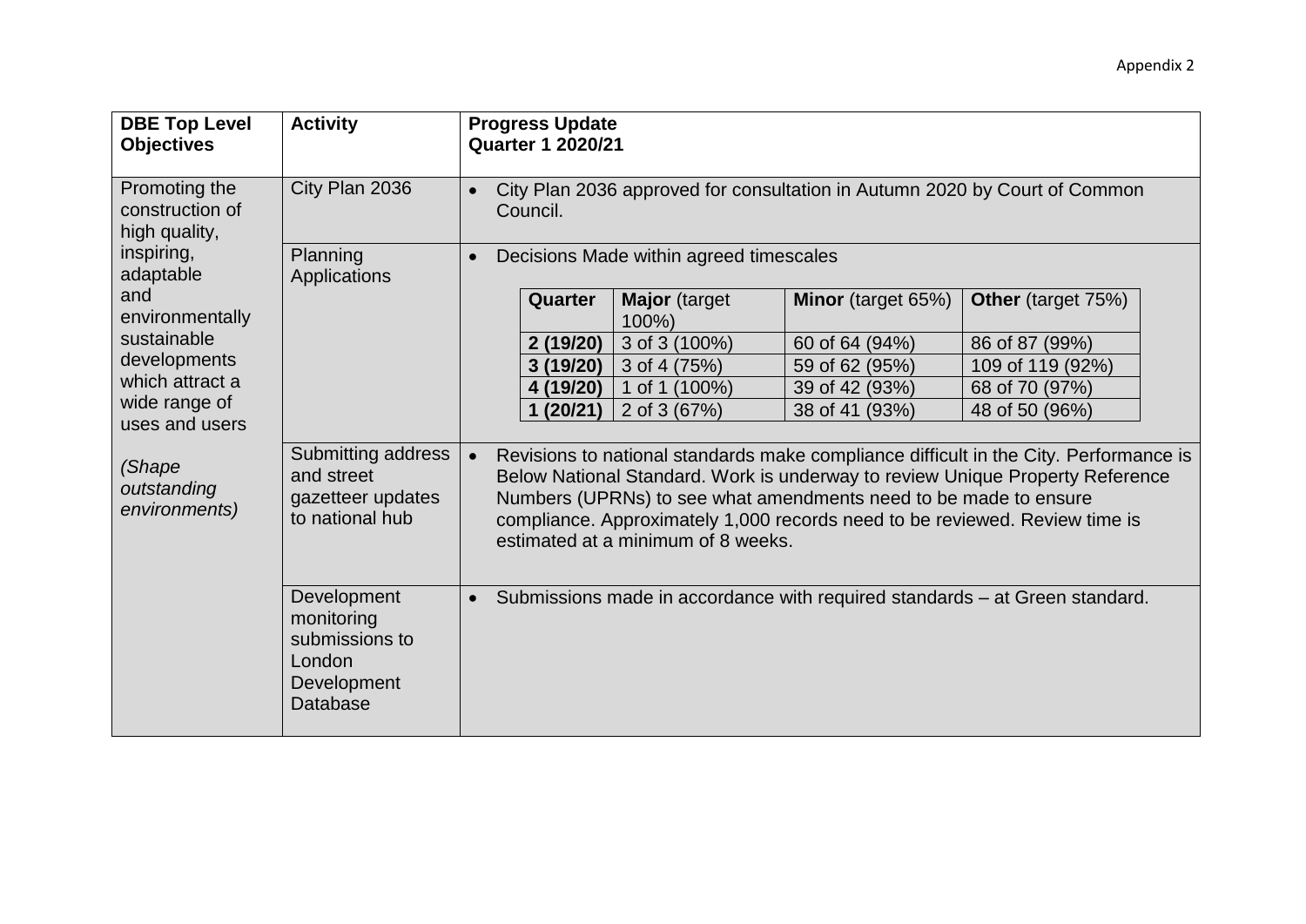Appendix 2

| DBE Top Level Objectives | Activity | Progress Update Quarter 1 2020/21 |
|---|---|---|
| Promoting the construction of high quality, inspiring, adaptable and environmentally sustainable developments which attract a wide range of uses and users<br><br>*(Shape outstanding environments)* | City Plan 2036 | • City Plan 2036 approved for consultation in Autumn 2020 by Court of Common Council. |
| | Planning Applications | • Decisions Made within agreed timescales (see table below) |
| | Submitting address and street gazetteer updates to national hub | • Revisions to national standards make compliance difficult in the City. Performance is Below National Standard. Work is underway to review Unique Property Reference Numbers (UPRNs) to see what amendments need to be made to ensure compliance. Approximately 1,000 records need to be reviewed. Review time is estimated at a minimum of 8 weeks. |
| | Development monitoring submissions to London Development Database | • Submissions made in accordance with required standards – at Green standard. |

| Quarter | **Major** (target 100%) | **Minor** (target 65%) | **Other** (target 75%) |
|---|---|---|---|
| **2 (19/20)** | 3 of 3 (100%) | 60 of 64 (94%) | 86 of 87 (99%) |
| **3 (19/20)** | 3 of 4 (75%) | 59 of 62 (95%) | 109 of 119 (92%) |
| **4 (19/20)** | 1 of 1 (100%) | 39 of 42 (93%) | 68 of 70 (97%) |
| **1 (20/21)** | 2 of 3 (67%) | 38 of 41 (93%) | 48 of 50 (96%) |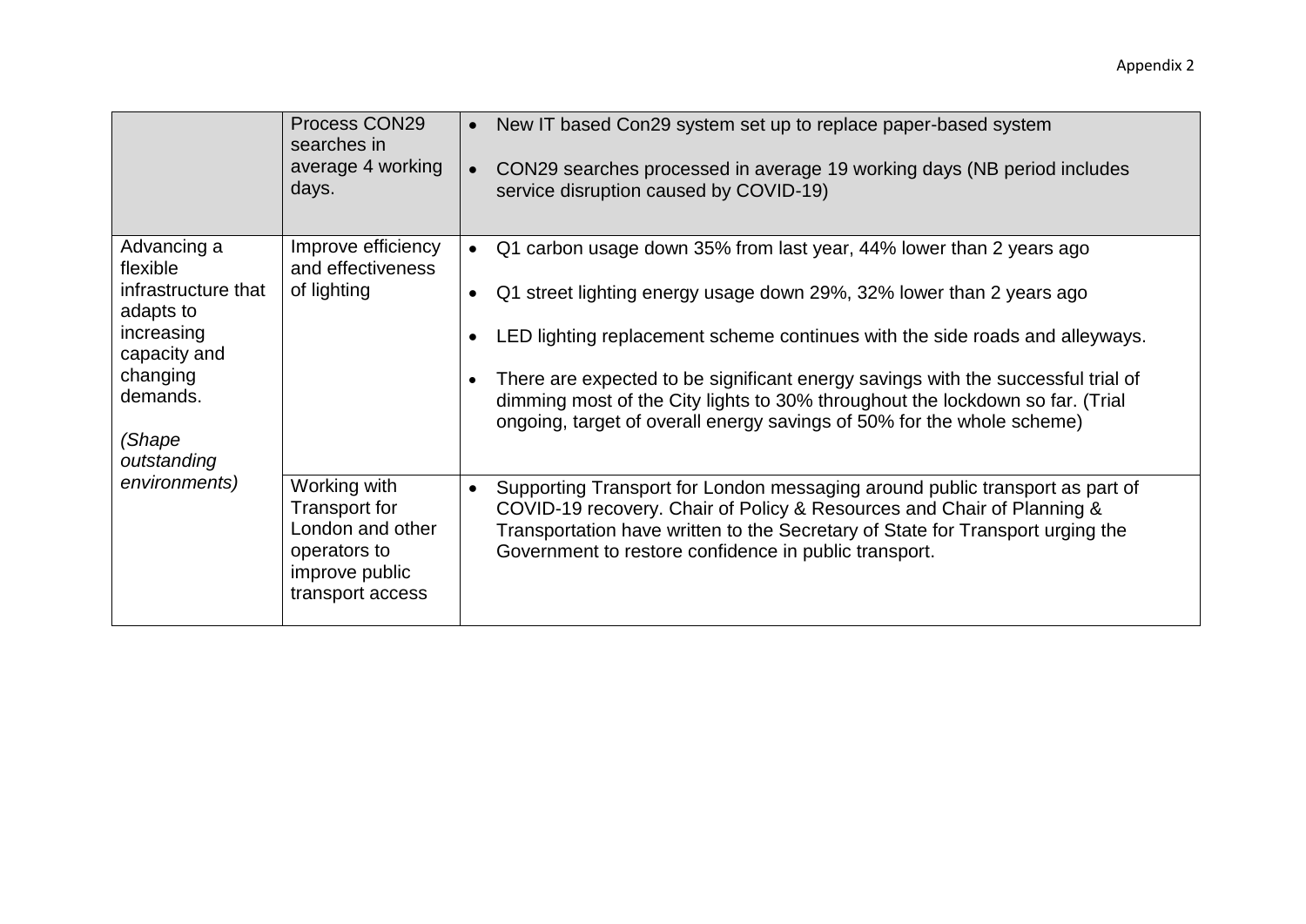| | | |
|---|---|---|
| | Process CON29 searches in average 4 working days. | • New IT based Con29 system set up to replace paper-based system<br>• CON29 searches processed in average 19 working days (NB period includes service disruption caused by COVID-19) |
| Advancing a flexible infrastructure that adapts to increasing capacity and changing demands.<br><br>*(Shape outstanding environments)* | Improve efficiency and effectiveness of lighting | • Q1 carbon usage down 35% from last year, 44% lower than 2 years ago<br>• Q1 street lighting energy usage down 29%, 32% lower than 2 years ago<br>• LED lighting replacement scheme continues with the side roads and alleyways.<br>• There are expected to be significant energy savings with the successful trial of dimming most of the City lights to 30% throughout the lockdown so far. (Trial ongoing, target of overall energy savings of 50% for the whole scheme) |
| | Working with Transport for London and other operators to improve public transport access | • Supporting Transport for London messaging around public transport as part of COVID-19 recovery. Chair of Policy & Resources and Chair of Planning & Transportation have written to the Secretary of State for Transport urging the Government to restore confidence in public transport. |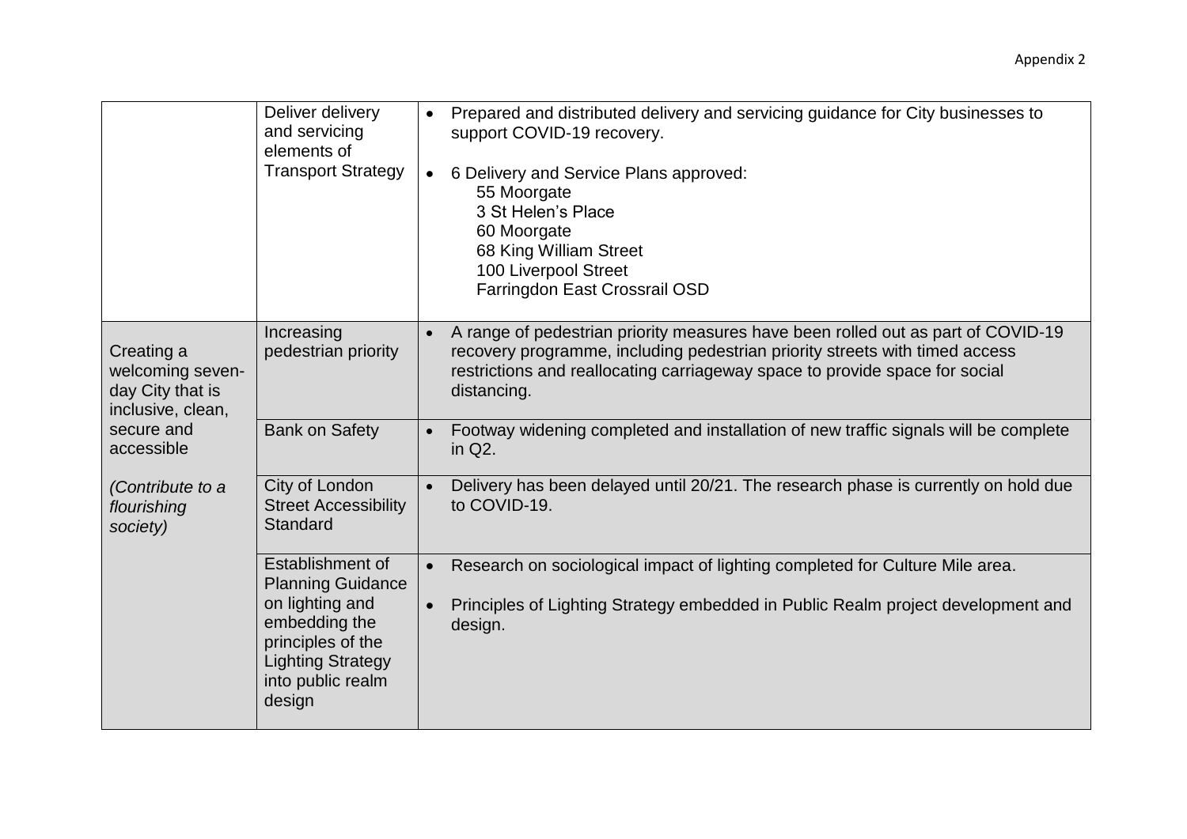| | | |
|---|---|---|
| | Deliver delivery and servicing elements of Transport Strategy | • Prepared and distributed delivery and servicing guidance for City businesses to support COVID-19 recovery.<br><br>• 6 Delivery and Service Plans approved:<br>55 Moorgate<br>3 St Helen's Place<br>60 Moorgate<br>68 King William Street<br>100 Liverpool Street<br>Farringdon East Crossrail OSD |
| Creating a welcoming seven-day City that is inclusive, clean, secure and accessible<br><br>*(Contribute to a flourishing society)* | Increasing pedestrian priority | • A range of pedestrian priority measures have been rolled out as part of COVID-19 recovery programme, including pedestrian priority streets with timed access restrictions and reallocating carriageway space to provide space for social distancing. |
| | Bank on Safety | • Footway widening completed and installation of new traffic signals will be complete in Q2. |
| | City of London Street Accessibility Standard | • Delivery has been delayed until 20/21. The research phase is currently on hold due to COVID-19. |
| | Establishment of Planning Guidance on lighting and embedding the principles of the Lighting Strategy into public realm design | • Research on sociological impact of lighting completed for Culture Mile area.<br><br>• Principles of Lighting Strategy embedded in Public Realm project development and design. |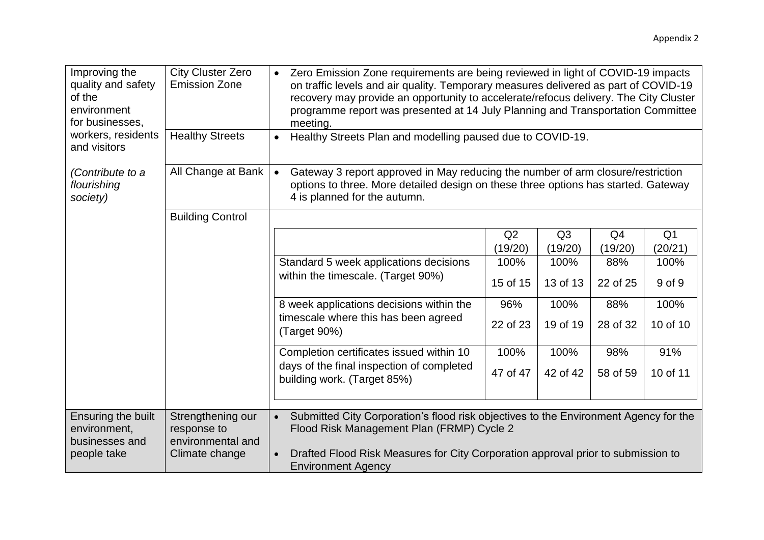Appendix 2

| | | |
|---|---|---|
| Improving the quality and safety of the environment for businesses, workers, residents and visitors<br><br>*(Contribute to a flourishing society)* | City Cluster Zero Emission Zone | • Zero Emission Zone requirements are being reviewed in light of COVID-19 impacts on traffic levels and air quality. Temporary measures delivered as part of COVID-19 recovery may provide an opportunity to accelerate/refocus delivery. The City Cluster programme report was presented at 14 July Planning and Transportation Committee meeting. |
| | Healthy Streets | • Healthy Streets Plan and modelling paused due to COVID-19. |
| | All Change at Bank | • Gateway 3 report approved in May reducing the number of arm closure/restriction options to three. More detailed design on these three options has started. Gateway 4 is planned for the autumn. |
| | Building Control | See table below |
| Ensuring the built environment, businesses and people take | Strengthening our response to environmental and Climate change | • Submitted City Corporation's flood risk objectives to the Environment Agency for the Flood Risk Management Plan (FRMP) Cycle 2<br>• Drafted Flood Risk Measures for City Corporation approval prior to submission to Environment Agency |

**Building Control**

| | Q2 (19/20) | Q3 (19/20) | Q4 (19/20) | Q1 (20/21) |
|---|---|---|---|---|
| Standard 5 week applications decisions within the timescale. (Target 90%) | 100%<br>15 of 15 | 100%<br>13 of 13 | 88%<br>22 of 25 | 100%<br>9 of 9 |
| 8 week applications decisions within the timescale where this has been agreed (Target 90%) | 96%<br>22 of 23 | 100%<br>19 of 19 | 88%<br>28 of 32 | 100%<br>10 of 10 |
| Completion certificates issued within 10 days of the final inspection of completed building work. (Target 85%) | 100%<br>47 of 47 | 100%<br>42 of 42 | 98%<br>58 of 59 | 91%<br>10 of 11 |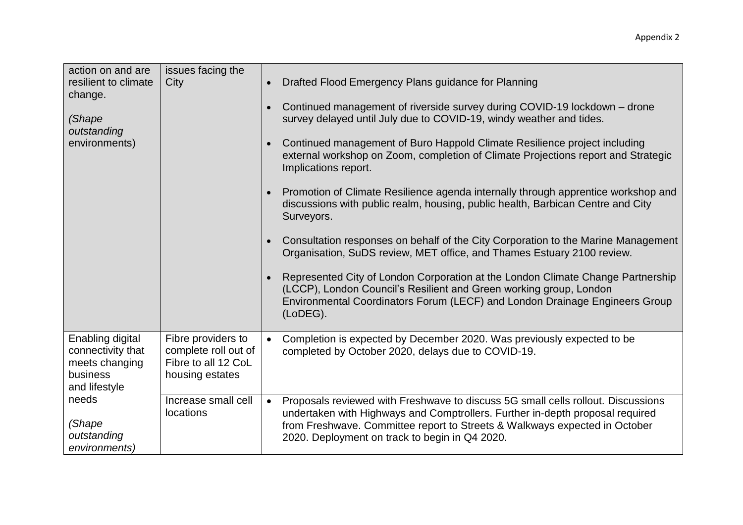| action on and are resilient to climate change. *(Shape outstanding environments)* | issues facing the City | • Drafted Flood Emergency Plans guidance for Planning<br>• Continued management of riverside survey during COVID-19 lockdown – drone survey delayed until July due to COVID-19, windy weather and tides.<br>• Continued management of Buro Happold Climate Resilience project including external workshop on Zoom, completion of Climate Projections report and Strategic Implications report.<br>• Promotion of Climate Resilience agenda internally through apprentice workshop and discussions with public realm, housing, public health, Barbican Centre and City Surveyors.<br>• Consultation responses on behalf of the City Corporation to the Marine Management Organisation, SuDS review, MET office, and Thames Estuary 2100 review.<br>• Represented City of London Corporation at the London Climate Change Partnership (LCCP), London Council's Resilient and Green working group, London Environmental Coordinators Forum (LECF) and London Drainage Engineers Group (LoDEG). |
|---|---|---|
| Enabling digital connectivity that meets changing business and lifestyle needs *(Shape outstanding environments)* | Fibre providers to complete roll out of Fibre to all 12 CoL housing estates | • Completion is expected by December 2020. Was previously expected to be completed by October 2020, delays due to COVID-19. |
| | Increase small cell locations | • Proposals reviewed with Freshwave to discuss 5G small cells rollout. Discussions undertaken with Highways and Comptrollers. Further in-depth proposal required from Freshwave. Committee report to Streets & Walkways expected in October 2020. Deployment on track to begin in Q4 2020. |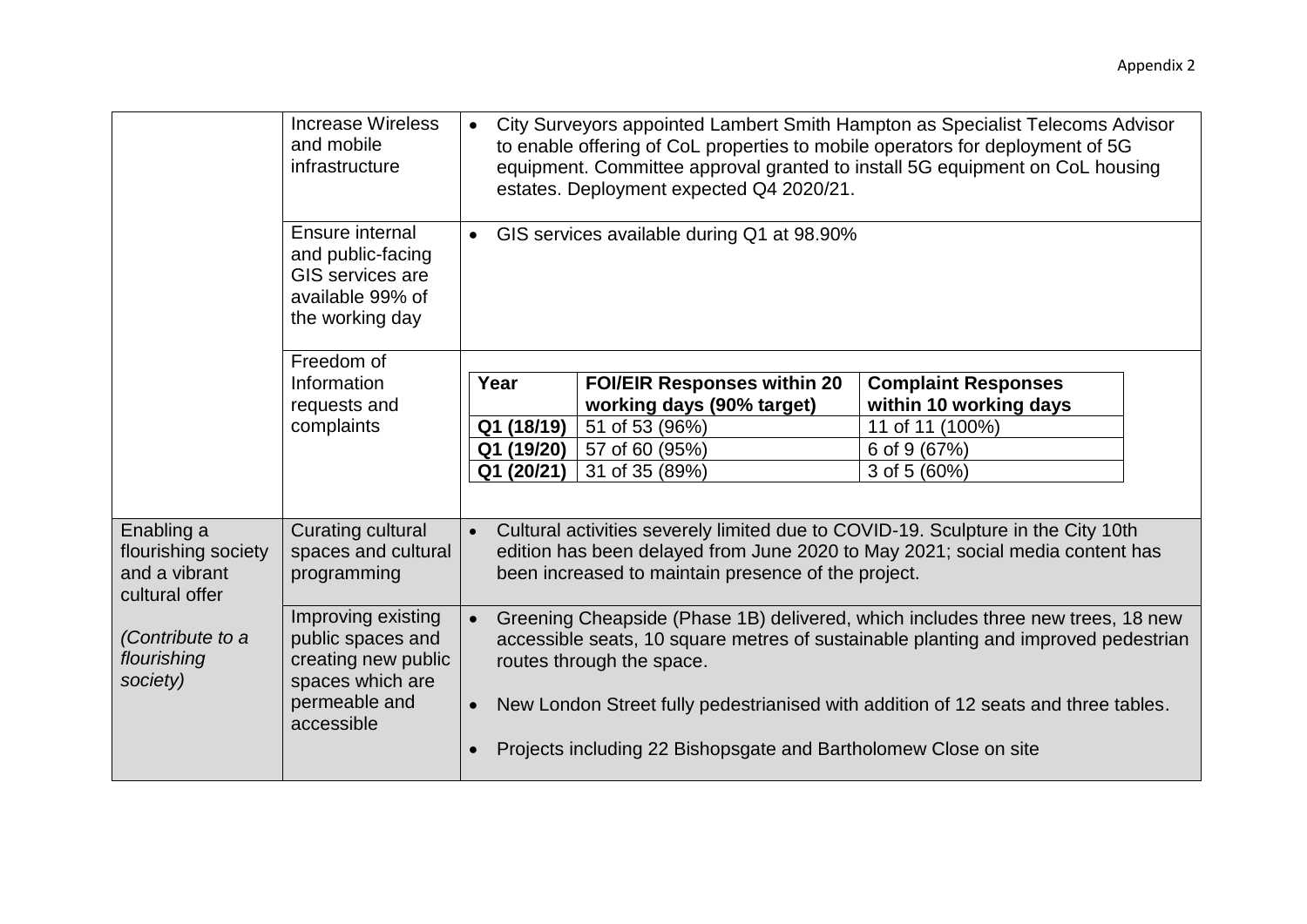Appendix 2

| | | |
|---|---|---|
| | Increase Wireless and mobile infrastructure | • City Surveyors appointed Lambert Smith Hampton as Specialist Telecoms Advisor to enable offering of CoL properties to mobile operators for deployment of 5G equipment. Committee approval granted to install 5G equipment on CoL housing estates. Deployment expected Q4 2020/21. |
| | Ensure internal and public-facing GIS services are available 99% of the working day | • GIS services available during Q1 at 98.90% |
| | Freedom of Information requests and complaints | **Year** / **FOI/EIR Responses within 20 working days (90% target)** / **Complaint Responses within 10 working days**<br>**Q1 (18/19)** / 51 of 53 (96%) / 11 of 11 (100%)<br>**Q1 (19/20)** / 57 of 60 (95%) / 6 of 9 (67%)<br>**Q1 (20/21)** / 31 of 35 (89%) / 3 of 5 (60%) |
| Enabling a flourishing society and a vibrant cultural offer<br><br>*(Contribute to a flourishing society)* | Curating cultural spaces and cultural programming | • Cultural activities severely limited due to COVID-19. Sculpture in the City 10th edition has been delayed from June 2020 to May 2021; social media content has been increased to maintain presence of the project. |
| | Improving existing public spaces and creating new public spaces which are permeable and accessible | • Greening Cheapside (Phase 1B) delivered, which includes three new trees, 18 new accessible seats, 10 square metres of sustainable planting and improved pedestrian routes through the space.<br><br>• New London Street fully pedestrianised with addition of 12 seats and three tables.<br><br>• Projects including 22 Bishopsgate and Bartholomew Close on site |

| Year | FOI/EIR Responses within 20 working days (90% target) | Complaint Responses within 10 working days |
|---|---|---|
| Q1 (18/19) | 51 of 53 (96%) | 11 of 11 (100%) |
| Q1 (19/20) | 57 of 60 (95%) | 6 of 9 (67%) |
| Q1 (20/21) | 31 of 35 (89%) | 3 of 5 (60%) |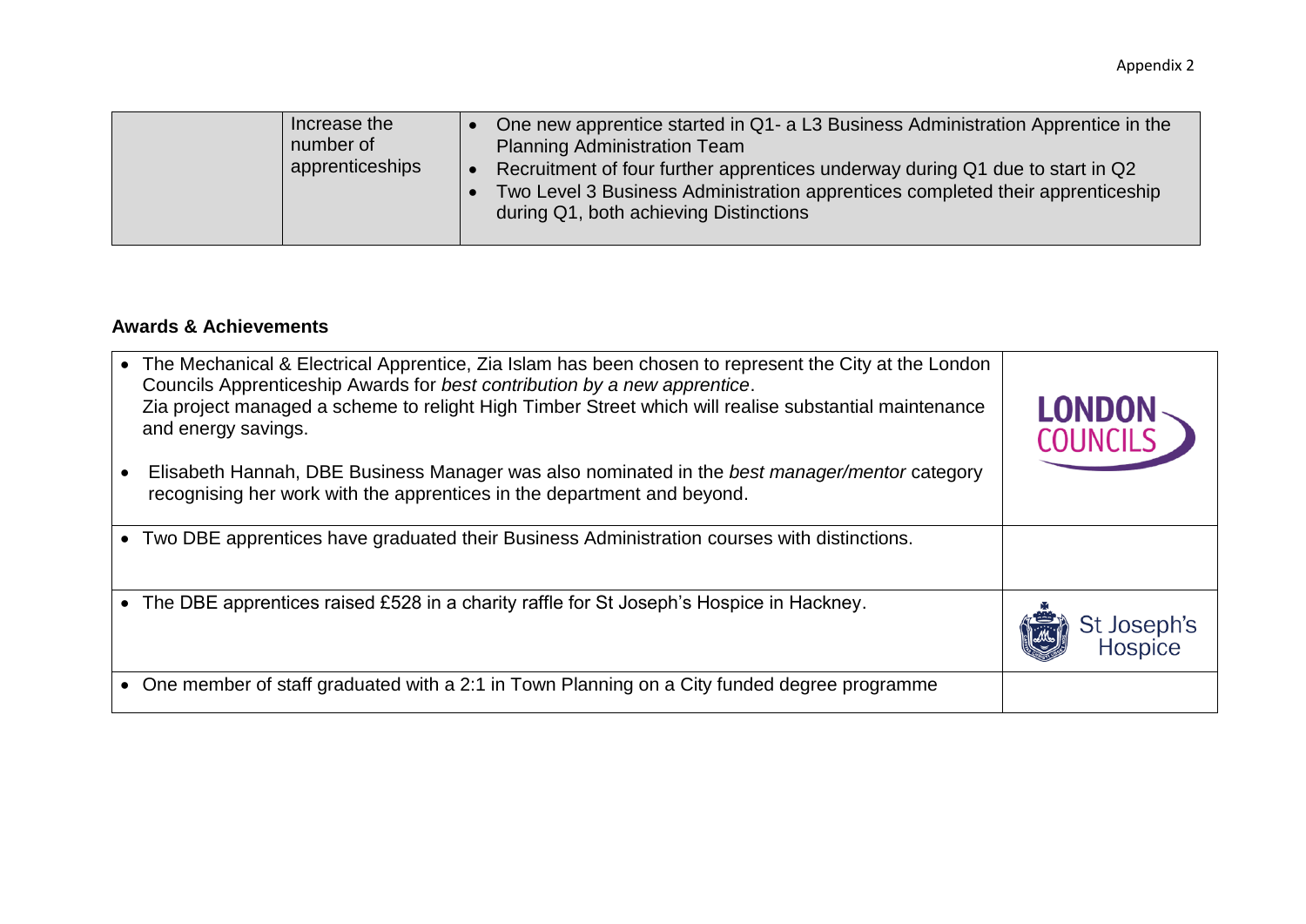| | | |
|---|---|---|
| | Increase the number of apprenticeships | • One new apprentice started in Q1- a L3 Business Administration Apprentice in the Planning Administration Team<br>• Recruitment of four further apprentices underway during Q1 due to start in Q2<br>• Two Level 3 Business Administration apprentices completed their apprenticeship during Q1, both achieving Distinctions |

**Awards & Achievements**

| | |
|---|---|
| • The Mechanical & Electrical Apprentice, Zia Islam has been chosen to represent the City at the London Councils Apprenticeship Awards for *best contribution by a new apprentice*.<br>Zia project managed a scheme to relight High Timber Street which will realise substantial maintenance and energy savings.<br><br>• Elisabeth Hannah, DBE Business Manager was also nominated in the *best manager/mentor* category recognising her work with the apprentices in the department and beyond. | LONDON COUNCILS |
| • Two DBE apprentices have graduated their Business Administration courses with distinctions. | |
| • The DBE apprentices raised £528 in a charity raffle for St Joseph's Hospice in Hackney. | St Joseph's Hospice |
| • One member of staff graduated with a 2:1 in Town Planning on a City funded degree programme | |